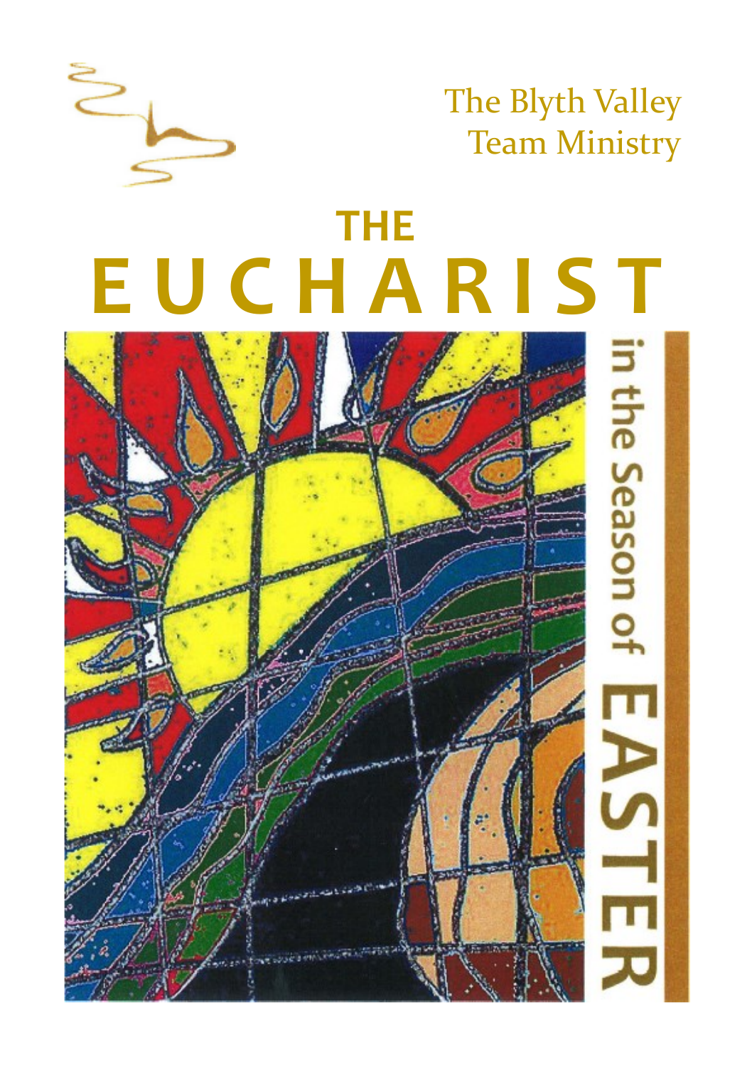The Blyth Valley Team Ministry

# THE EUCHARIST

## in the Season of EASTER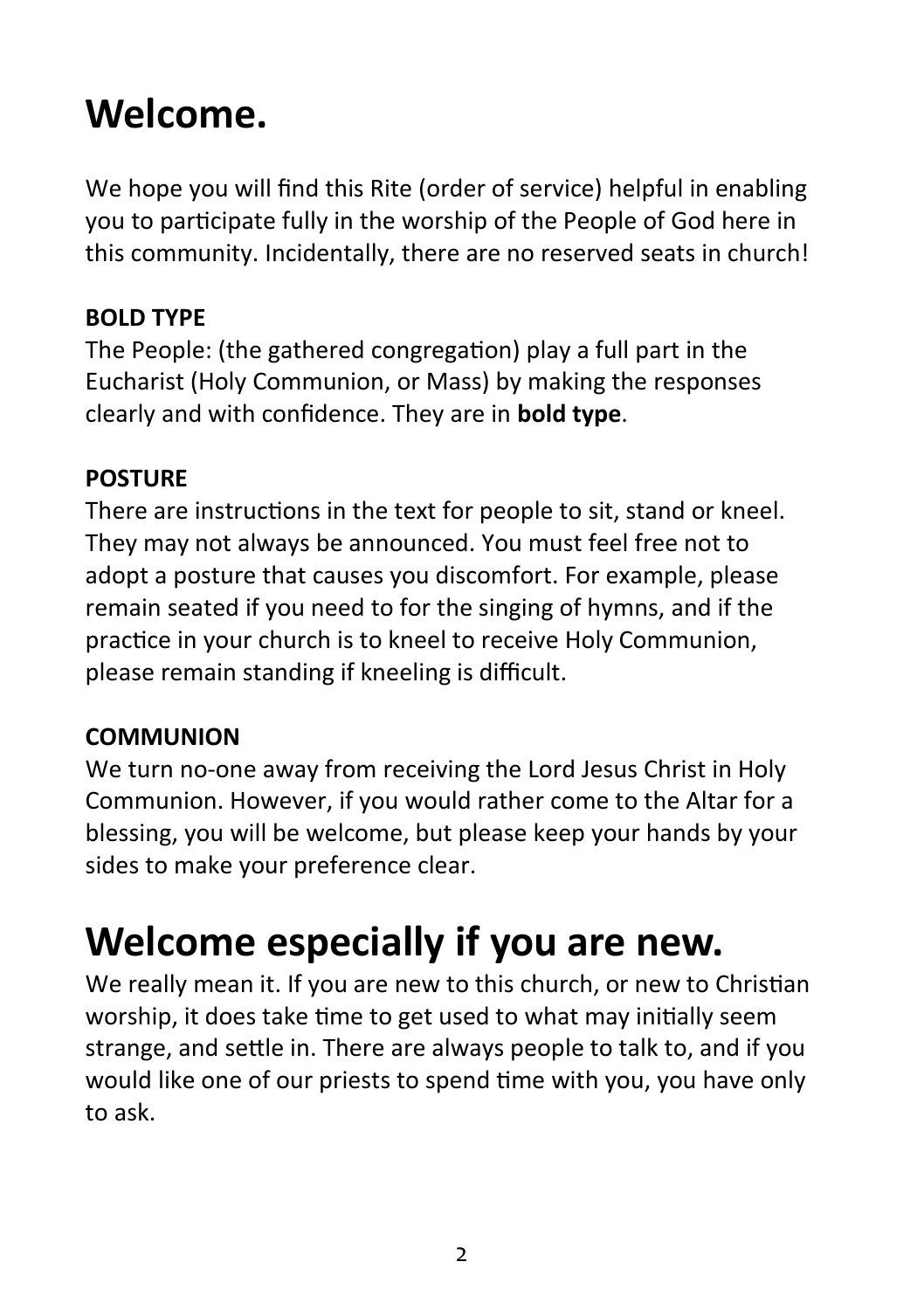# Welcome.

We hope you will find this Rite (order of service) helpful in enabling you to participate fully in the worship of the People of God here in this community. Incidentally, there are no reserved seats in church!

**BOLD TYPE**

The People: (the gathered congregation) play a full part in the Eucharist (Holy Communion, or Mass) by making the responses clearly and with confidence. They are in **bold type**.

**POSTURE**

There are instructions in the text for people to sit, stand or kneel. They may not always be announced. You must feel free not to adopt a posture that causes you discomfort. For example, please remain seated if you need to for the singing of hymns, and if the practice in your church is to kneel to receive Holy Communion, please remain standing if kneeling is difficult.

**COMMUNION**

We turn no-one away from receiving the Lord Jesus Christ in Holy Communion. However, if you would rather come to the Altar for a blessing, you will be welcome, but please keep your hands by your sides to make your preference clear.

# Welcome especially if you are new.

We really mean it. If you are new to this church, or new to Christian worship, it does take time to get used to what may initially seem strange, and settle in. There are always people to talk to, and if you would like one of our priests to spend time with you, you have only to ask.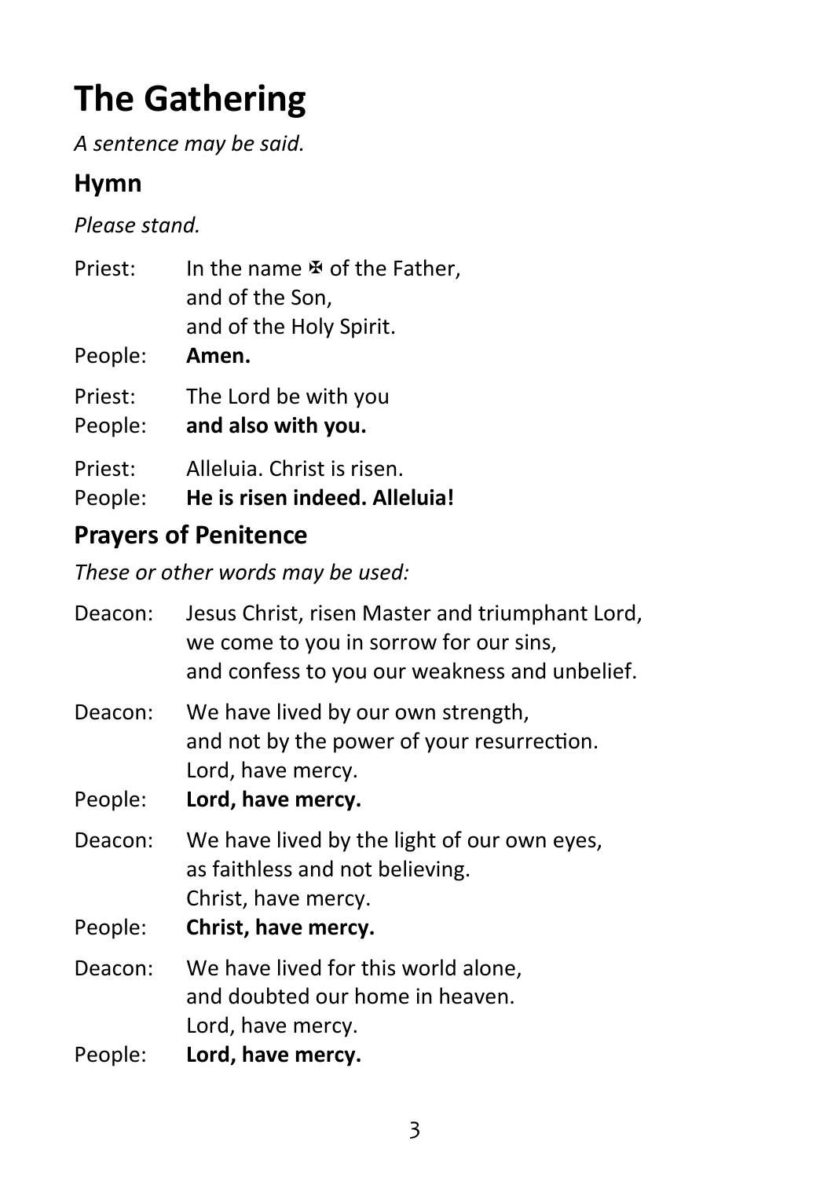# The Gathering

*A sentence may be said.*

## Hymn

*Please stand.*

Priest: In the name ✠ of the Father,
and of the Son,
and of the Holy Spirit.

People: **Amen.**

Priest: The Lord be with you

People: **and also with you.**

Priest: Alleluia. Christ is risen.

People: **He is risen indeed. Alleluia!**

## Prayers of Penitence

*These or other words may be used:*

Deacon: Jesus Christ, risen Master and triumphant Lord,
we come to you in sorrow for our sins,
and confess to you our weakness and unbelief.

Deacon: We have lived by our own strength,
and not by the power of your resurrection.
Lord, have mercy.

People: **Lord, have mercy.**

Deacon: We have lived by the light of our own eyes,
as faithless and not believing.
Christ, have mercy.

People: **Christ, have mercy.**

Deacon: We have lived for this world alone,
and doubted our home in heaven.
Lord, have mercy.

People: **Lord, have mercy.**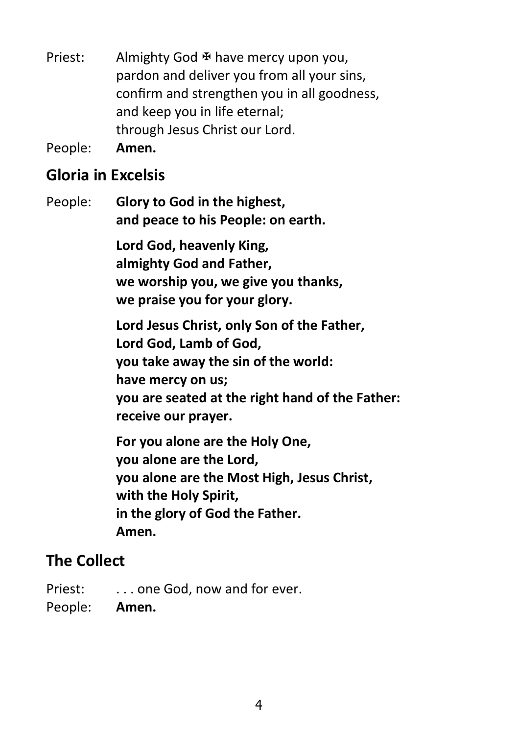Priest: Almighty God ✠ have mercy upon you,
pardon and deliver you from all your sins,
confirm and strengthen you in all goodness,
and keep you in life eternal;
through Jesus Christ our Lord.

People: **Amen.**

## Gloria in Excelsis

People: **Glory to God in the highest,**
**and peace to his People: on earth.**

**Lord God, heavenly King,**
**almighty God and Father,**
**we worship you, we give you thanks,**
**we praise you for your glory.**

**Lord Jesus Christ, only Son of the Father,**
**Lord God, Lamb of God,**
**you take away the sin of the world:**
**have mercy on us;**
**you are seated at the right hand of the Father:**
**receive our prayer.**

**For you alone are the Holy One,**
**you alone are the Lord,**
**you alone are the Most High, Jesus Christ,**
**with the Holy Spirit,**
**in the glory of God the Father.**
**Amen.**

## The Collect

Priest: . . . one God, now and for ever.

People: **Amen.**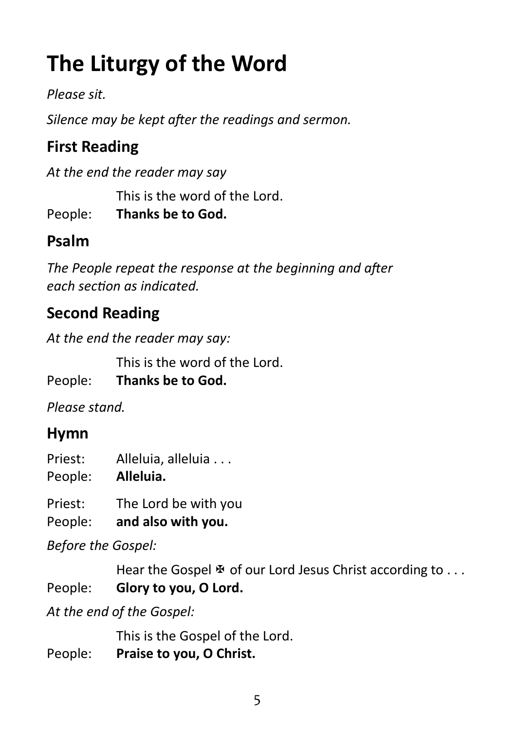# The Liturgy of the Word

*Please sit.*

*Silence may be kept after the readings and sermon.*

## First Reading

*At the end the reader may say*

This is the word of the Lord.
People: **Thanks be to God.**

## Psalm

*The People repeat the response at the beginning and after each section as indicated.*

## Second Reading

*At the end the reader may say:*

This is the word of the Lord.
People: **Thanks be to God.**

*Please stand.*

## Hymn

Priest: Alleluia, alleluia . . .
People: **Alleluia.**

Priest: The Lord be with you
People: **and also with you.**

*Before the Gospel:*

Hear the Gospel ✠ of our Lord Jesus Christ according to . . .
People: **Glory to you, O Lord.**

*At the end of the Gospel:*

This is the Gospel of the Lord.
People: **Praise to you, O Christ.**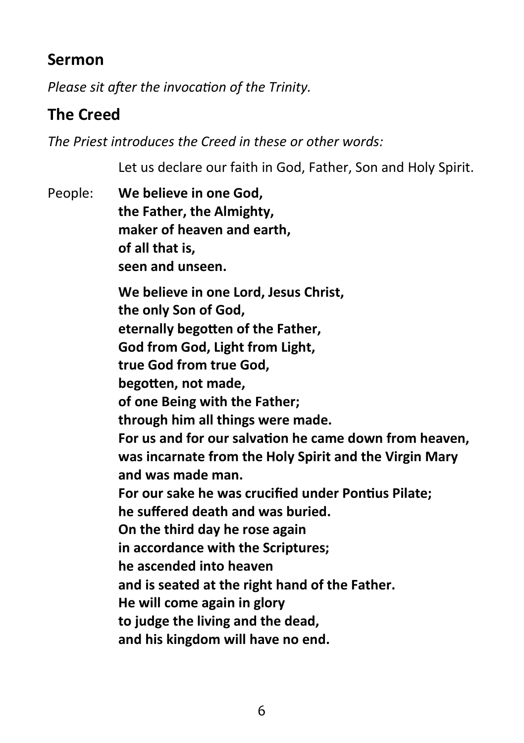## Sermon

*Please sit after the invocation of the Trinity.*

## The Creed

*The Priest introduces the Creed in these or other words:*

Let us declare our faith in God, Father, Son and Holy Spirit.

People: **We believe in one God,**
**the Father, the Almighty,**
**maker of heaven and earth,**
**of all that is,**
**seen and unseen.**

**We believe in one Lord, Jesus Christ,**
**the only Son of God,**
**eternally begotten of the Father,**
**God from God, Light from Light,**
**true God from true God,**
**begotten, not made,**
**of one Being with the Father;**
**through him all things were made.**
**For us and for our salvation he came down from heaven,**
**was incarnate from the Holy Spirit and the Virgin Mary**
**and was made man.**
**For our sake he was crucified under Pontius Pilate;**
**he suffered death and was buried.**
**On the third day he rose again**
**in accordance with the Scriptures;**
**he ascended into heaven**
**and is seated at the right hand of the Father.**
**He will come again in glory**
**to judge the living and the dead,**
**and his kingdom will have no end.**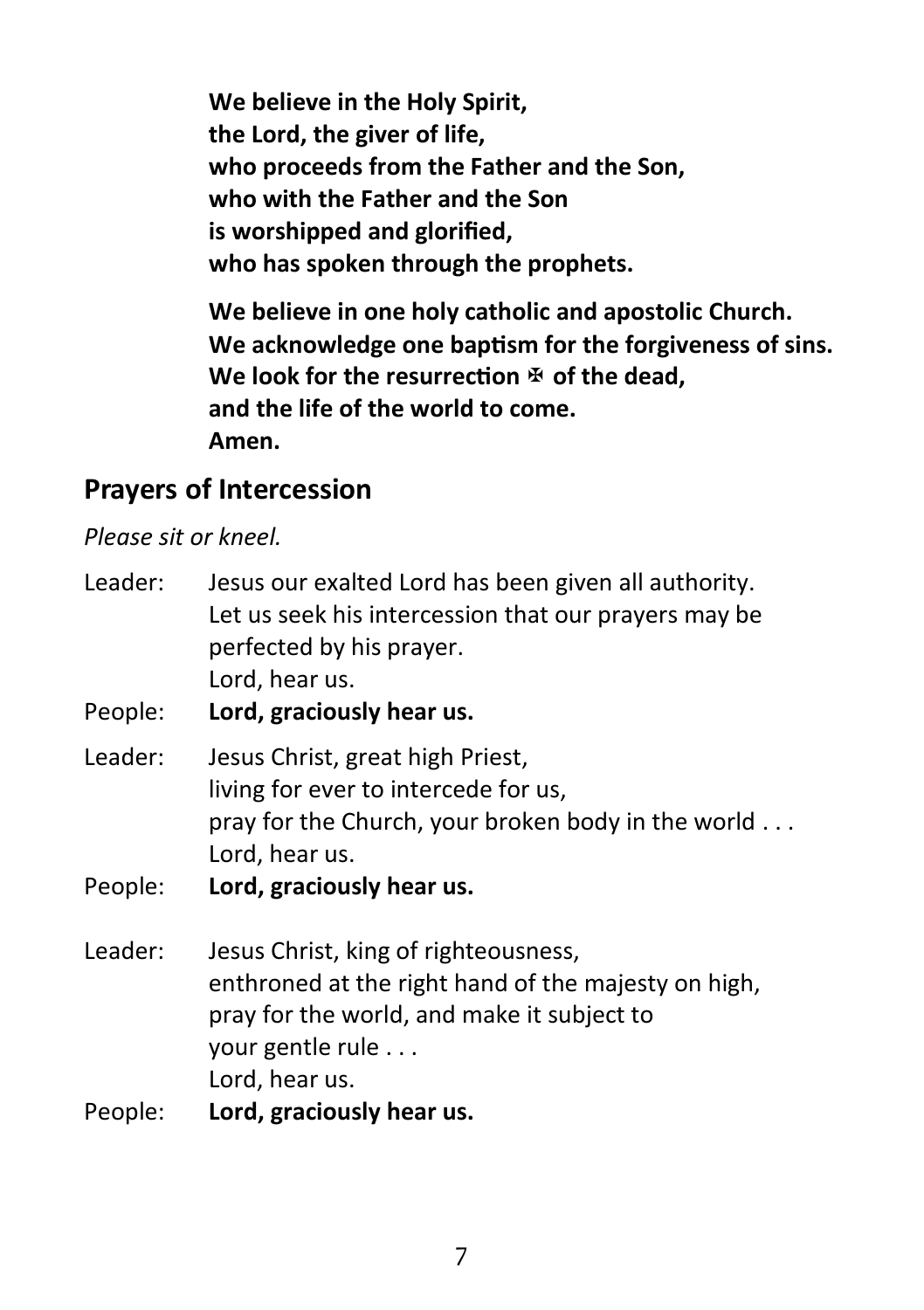**We believe in the Holy Spirit,**
**the Lord, the giver of life,**
**who proceeds from the Father and the Son,**
**who with the Father and the Son**
**is worshipped and glorified,**
**who has spoken through the prophets.**

**We believe in one holy catholic and apostolic Church.**
**We acknowledge one baptism for the forgiveness of sins.**
**We look for the resurrection ✠ of the dead,**
**and the life of the world to come.**
**Amen.**

## Prayers of Intercession

*Please sit or kneel.*

Leader: Jesus our exalted Lord has been given all authority.
Let us seek his intercession that our prayers may be perfected by his prayer.
Lord, hear us.

People: **Lord, graciously hear us.**

Leader: Jesus Christ, great high Priest,
living for ever to intercede for us,
pray for the Church, your broken body in the world . . .
Lord, hear us.

People: **Lord, graciously hear us.**

Leader: Jesus Christ, king of righteousness,
enthroned at the right hand of the majesty on high,
pray for the world, and make it subject to
your gentle rule . . .
Lord, hear us.

People: **Lord, graciously hear us.**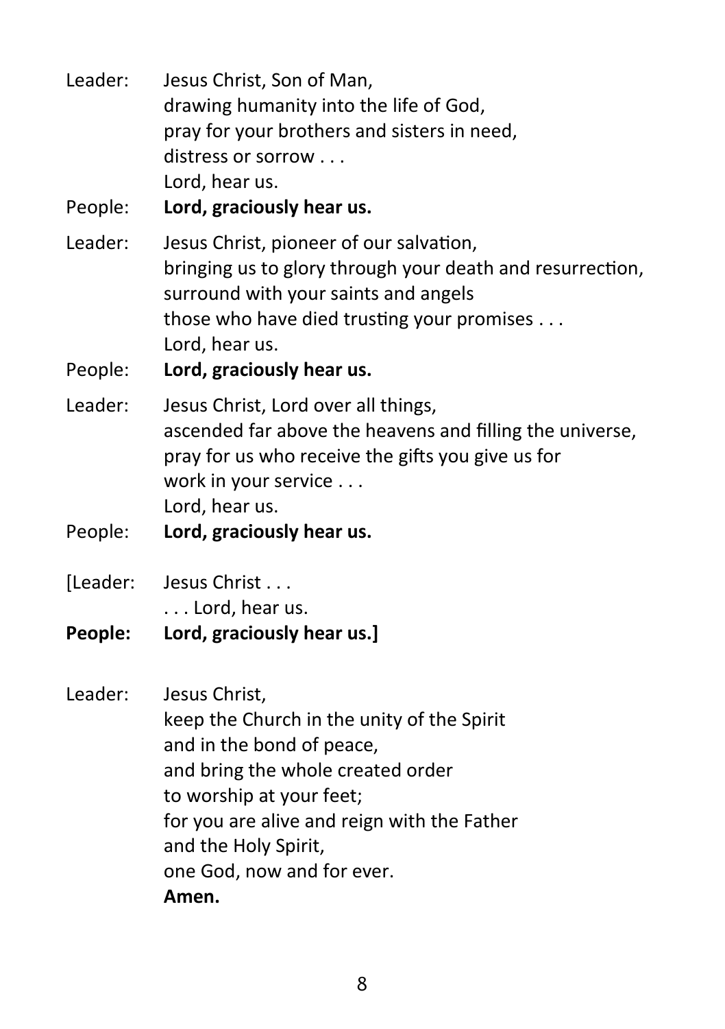Leader: Jesus Christ, Son of Man,
drawing humanity into the life of God,
pray for your brothers and sisters in need,
distress or sorrow . . .
Lord, hear us.

People: **Lord, graciously hear us.**

Leader: Jesus Christ, pioneer of our salvation,
bringing us to glory through your death and resurrection,
surround with your saints and angels
those who have died trusting your promises . . .
Lord, hear us.

People: **Lord, graciously hear us.**

Leader: Jesus Christ, Lord over all things,
ascended far above the heavens and filling the universe,
pray for us who receive the gifts you give us for
work in your service . . .
Lord, hear us.

People: **Lord, graciously hear us.**

[Leader: Jesus Christ . . .
. . . Lord, hear us.

**People: Lord, graciously hear us.]**

Leader: Jesus Christ,
keep the Church in the unity of the Spirit
and in the bond of peace,
and bring the whole created order
to worship at your feet;
for you are alive and reign with the Father
and the Holy Spirit,
one God, now and for ever.
**Amen.**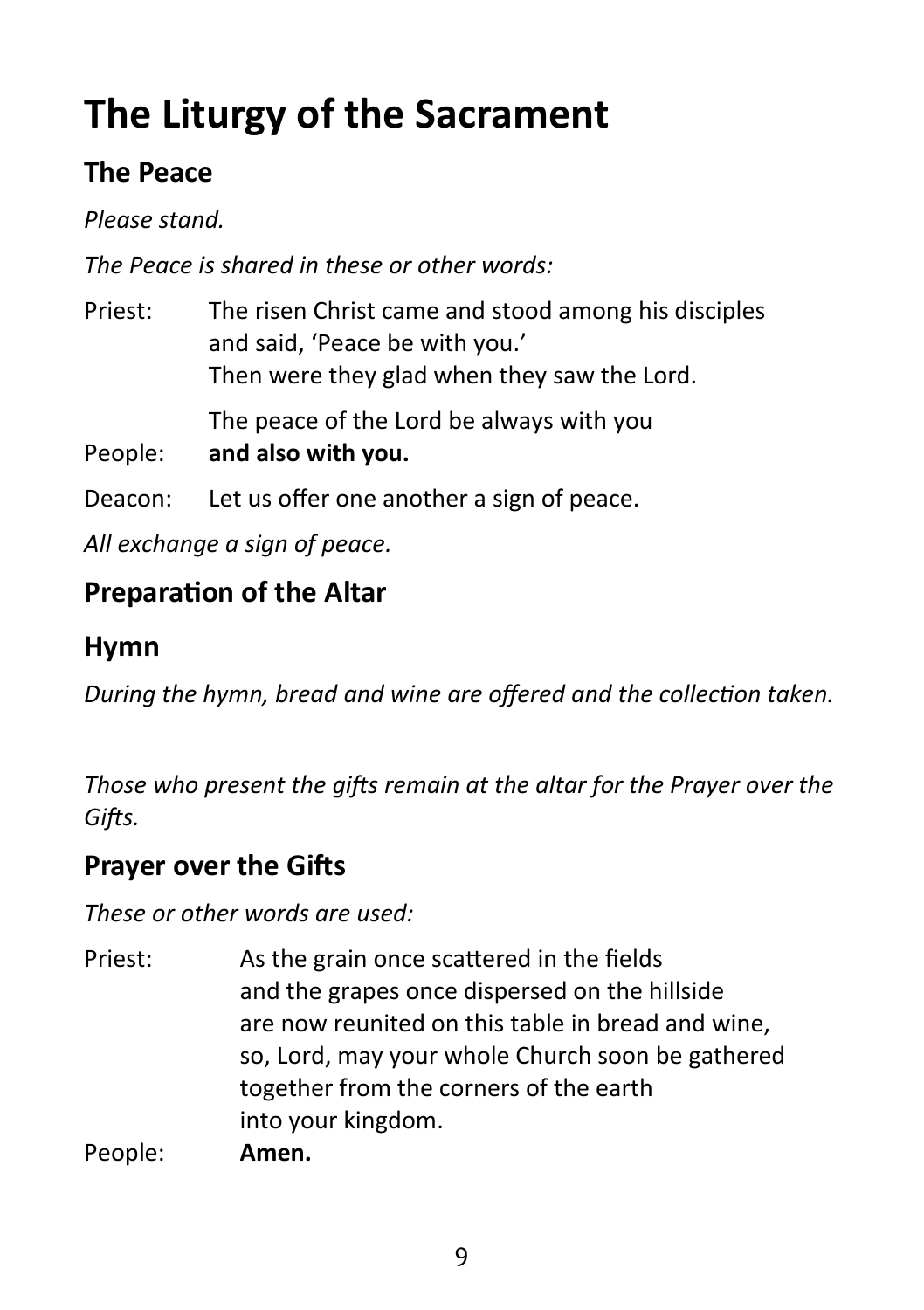# The Liturgy of the Sacrament

## The Peace

*Please stand.*

*The Peace is shared in these or other words:*

Priest: The risen Christ came and stood among his disciples
and said, 'Peace be with you.'
Then were they glad when they saw the Lord.

The peace of the Lord be always with you

People: **and also with you.**

Deacon: Let us offer one another a sign of peace.

*All exchange a sign of peace.*

## Preparation of the Altar

## Hymn

*During the hymn, bread and wine are offered and the collection taken.*

*Those who present the gifts remain at the altar for the Prayer over the Gifts.*

## Prayer over the Gifts

*These or other words are used:*

Priest: As the grain once scattered in the fields
and the grapes once dispersed on the hillside
are now reunited on this table in bread and wine,
so, Lord, may your whole Church soon be gathered
together from the corners of the earth
into your kingdom.

People: **Amen.**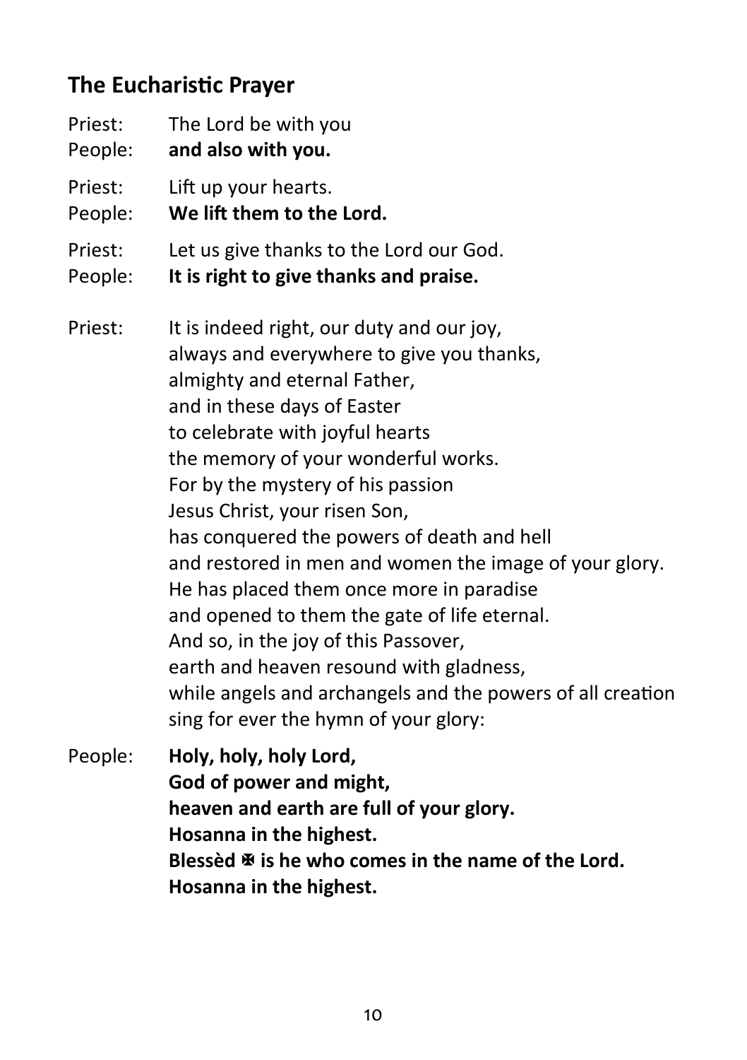## The Eucharistic Prayer

Priest: The Lord be with you
People: **and also with you.**

Priest: Lift up your hearts.
People: **We lift them to the Lord.**

Priest: Let us give thanks to the Lord our God.
People: **It is right to give thanks and praise.**

Priest: It is indeed right, our duty and our joy,
always and everywhere to give you thanks,
almighty and eternal Father,
and in these days of Easter
to celebrate with joyful hearts
the memory of your wonderful works.
For by the mystery of his passion
Jesus Christ, your risen Son,
has conquered the powers of death and hell
and restored in men and women the image of your glory.
He has placed them once more in paradise
and opened to them the gate of life eternal.
And so, in the joy of this Passover,
earth and heaven resound with gladness,
while angels and archangels and the powers of all creation
sing for ever the hymn of your glory:

People: **Holy, holy, holy Lord,**
**God of power and might,**
**heaven and earth are full of your glory.**
**Hosanna in the highest.**
**Blessèd ✠ is he who comes in the name of the Lord.**
**Hosanna in the highest.**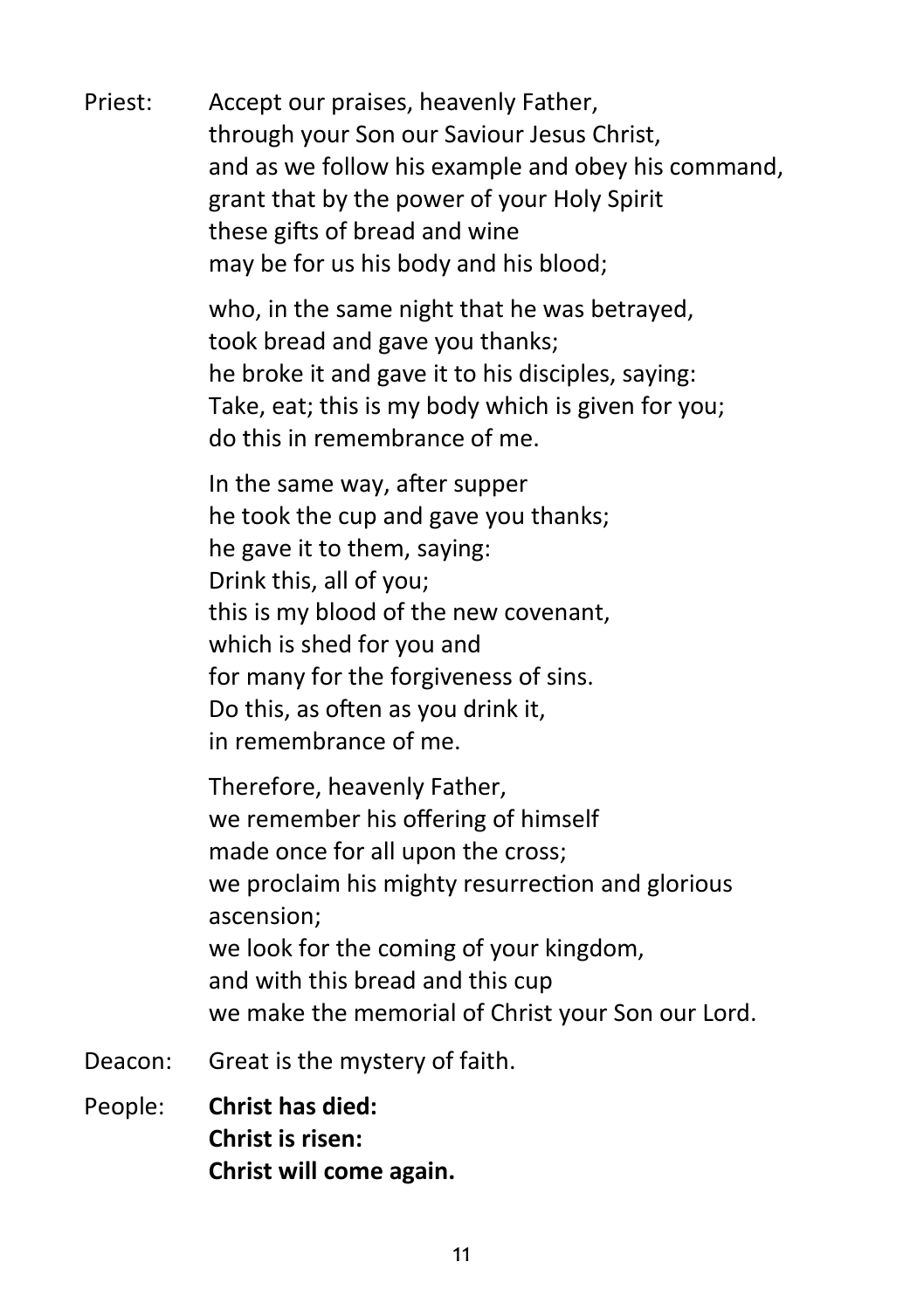Priest: Accept our praises, heavenly Father,
through your Son our Saviour Jesus Christ,
and as we follow his example and obey his command,
grant that by the power of your Holy Spirit
these gifts of bread and wine
may be for us his body and his blood;

who, in the same night that he was betrayed,
took bread and gave you thanks;
he broke it and gave it to his disciples, saying:
Take, eat; this is my body which is given for you;
do this in remembrance of me.

In the same way, after supper
he took the cup and gave you thanks;
he gave it to them, saying:
Drink this, all of you;
this is my blood of the new covenant,
which is shed for you and
for many for the forgiveness of sins.
Do this, as often as you drink it,
in remembrance of me.

Therefore, heavenly Father,
we remember his offering of himself
made once for all upon the cross;
we proclaim his mighty resurrection and glorious ascension;
we look for the coming of your kingdom,
and with this bread and this cup
we make the memorial of Christ your Son our Lord.

Deacon: Great is the mystery of faith.

People: **Christ has died:**
**Christ is risen:**
**Christ will come again.**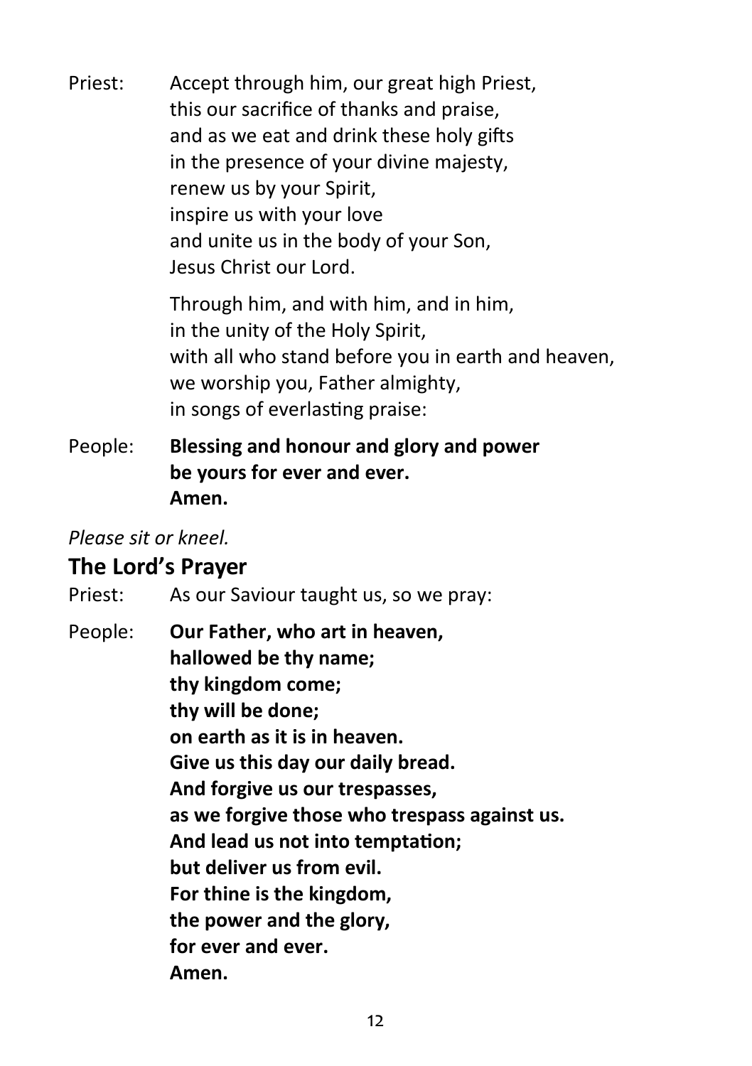Priest: Accept through him, our great high Priest,
this our sacrifice of thanks and praise,
and as we eat and drink these holy gifts
in the presence of your divine majesty,
renew us by your Spirit,
inspire us with your love
and unite us in the body of your Son,
Jesus Christ our Lord.

Through him, and with him, and in him,
in the unity of the Holy Spirit,
with all who stand before you in earth and heaven,
we worship you, Father almighty,
in songs of everlasting praise:

People: **Blessing and honour and glory and power**
**be yours for ever and ever.**
**Amen.**

*Please sit or kneel.*

## The Lord's Prayer

Priest: As our Saviour taught us, so we pray:

People: **Our Father, who art in heaven,**
**hallowed be thy name;**
**thy kingdom come;**
**thy will be done;**
**on earth as it is in heaven.**
**Give us this day our daily bread.**
**And forgive us our trespasses,**
**as we forgive those who trespass against us.**
**And lead us not into temptation;**
**but deliver us from evil.**
**For thine is the kingdom,**
**the power and the glory,**
**for ever and ever.**
**Amen.**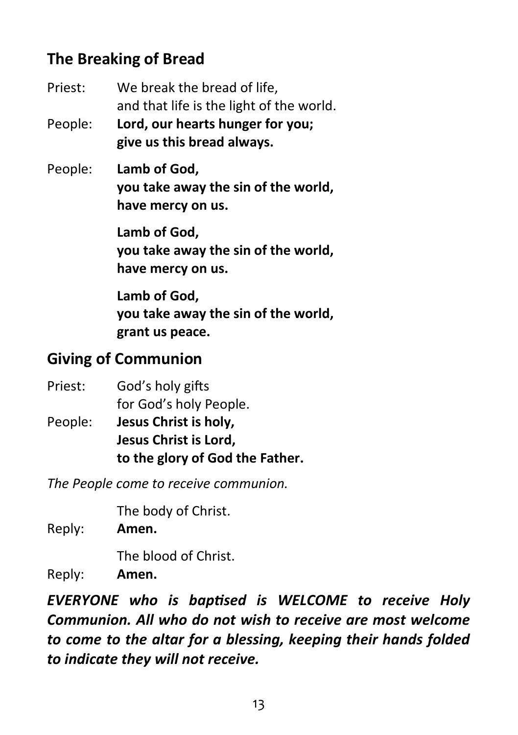## The Breaking of Bread

Priest: We break the bread of life,
and that life is the light of the world.

People: **Lord, our hearts hunger for you;**
**give us this bread always.**

People: **Lamb of God,**
**you take away the sin of the world,**
**have mercy on us.**

**Lamb of God,**
**you take away the sin of the world,**
**have mercy on us.**

**Lamb of God,**
**you take away the sin of the world,**
**grant us peace.**

## Giving of Communion

Priest: God's holy gifts
for God's holy People.

People: **Jesus Christ is holy,**
**Jesus Christ is Lord,**
**to the glory of God the Father.**

*The People come to receive communion.*

The body of Christ.

Reply: **Amen.**

The blood of Christ.

Reply: **Amen.**

***EVERYONE who is baptised is WELCOME to receive Holy Communion. All who do not wish to receive are most welcome to come to the altar for a blessing, keeping their hands folded to indicate they will not receive.***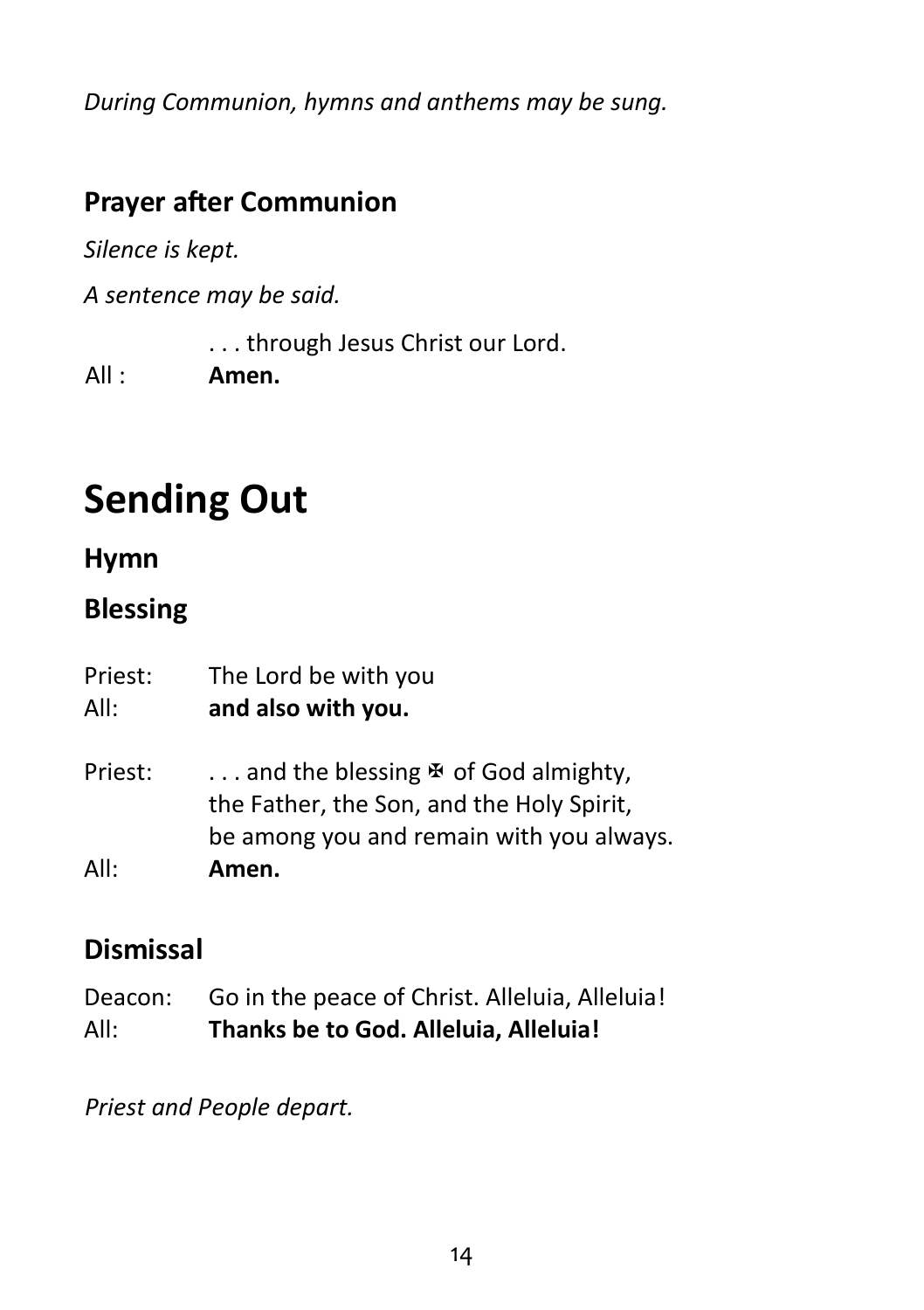*During Communion, hymns and anthems may be sung.*

## Prayer after Communion

*Silence is kept.*

*A sentence may be said.*

. . . through Jesus Christ our Lord.
All : **Amen.**

# Sending Out

## Hymn

## Blessing

Priest: The Lord be with you
All: **and also with you.**

Priest: . . . and the blessing ✠ of God almighty,
the Father, the Son, and the Holy Spirit,
be among you and remain with you always.
All: **Amen.**

## Dismissal

Deacon: Go in the peace of Christ. Alleluia, Alleluia!
All: **Thanks be to God. Alleluia, Alleluia!**

*Priest and People depart.*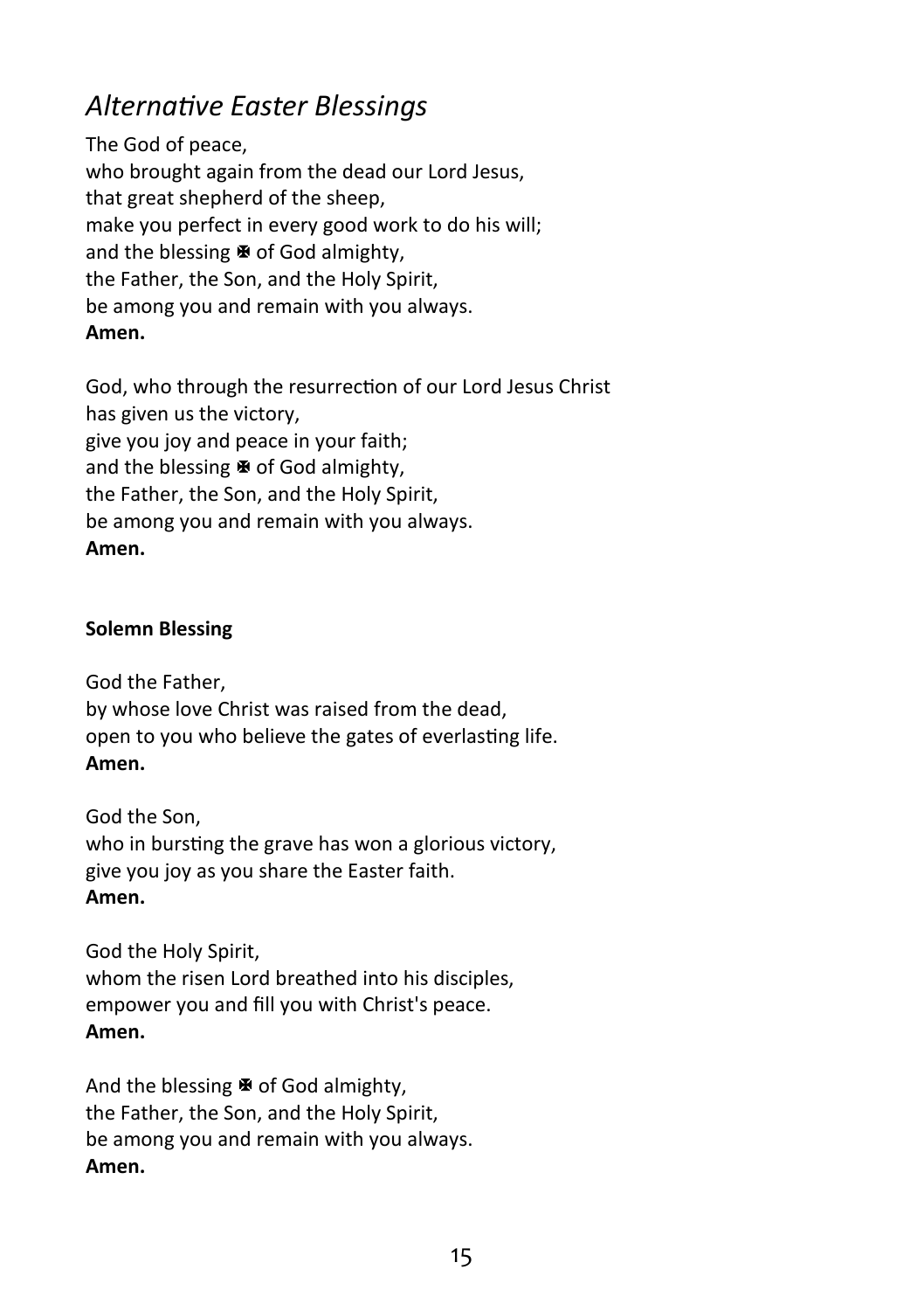## *Alternative Easter Blessings*

The God of peace,  
who brought again from the dead our Lord Jesus,  
that great shepherd of the sheep,  
make you perfect in every good work to do his will;  
and the blessing ✠ of God almighty,  
the Father, the Son, and the Holy Spirit,  
be among you and remain with you always.  
**Amen.**

God, who through the resurrection of our Lord Jesus Christ  
has given us the victory,  
give you joy and peace in your faith;  
and the blessing ✠ of God almighty,  
the Father, the Son, and the Holy Spirit,  
be among you and remain with you always.  
**Amen.**

**Solemn Blessing**

God the Father,  
by whose love Christ was raised from the dead,  
open to you who believe the gates of everlasting life.  
**Amen.**

God the Son,  
who in bursting the grave has won a glorious victory,  
give you joy as you share the Easter faith.  
**Amen.**

God the Holy Spirit,  
whom the risen Lord breathed into his disciples,  
empower you and fill you with Christ's peace.  
**Amen.**

And the blessing ✠ of God almighty,  
the Father, the Son, and the Holy Spirit,  
be among you and remain with you always.  
**Amen.**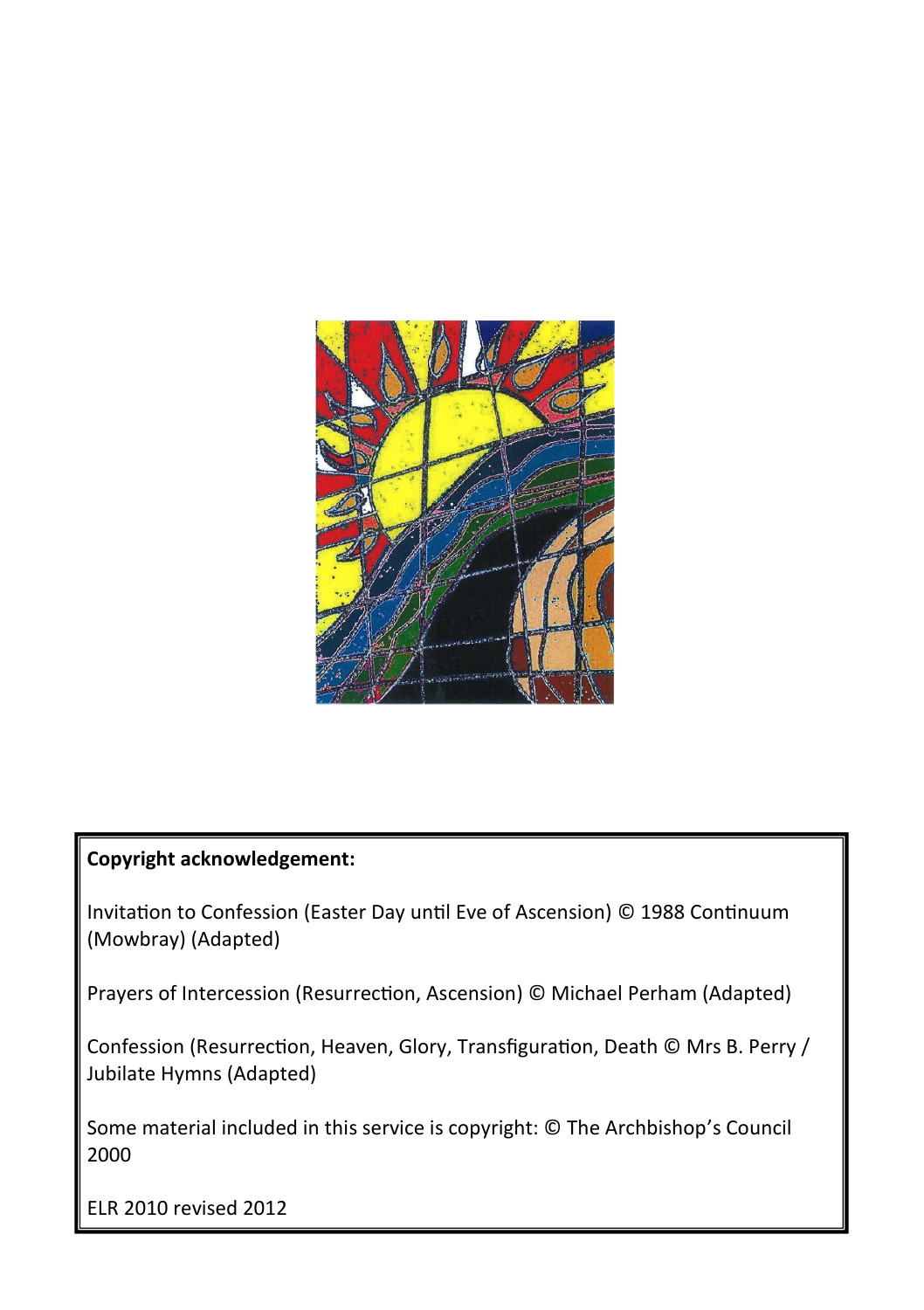**Copyright acknowledgement:**

Invitation to Confession (Easter Day until Eve of Ascension) © 1988 Continuum (Mowbray) (Adapted)

Prayers of Intercession (Resurrection, Ascension) © Michael Perham (Adapted)

Confession (Resurrection, Heaven, Glory, Transfiguration, Death © Mrs B. Perry / Jubilate Hymns (Adapted)

Some material included in this service is copyright: © The Archbishop's Council 2000

ELR 2010 revised 2012